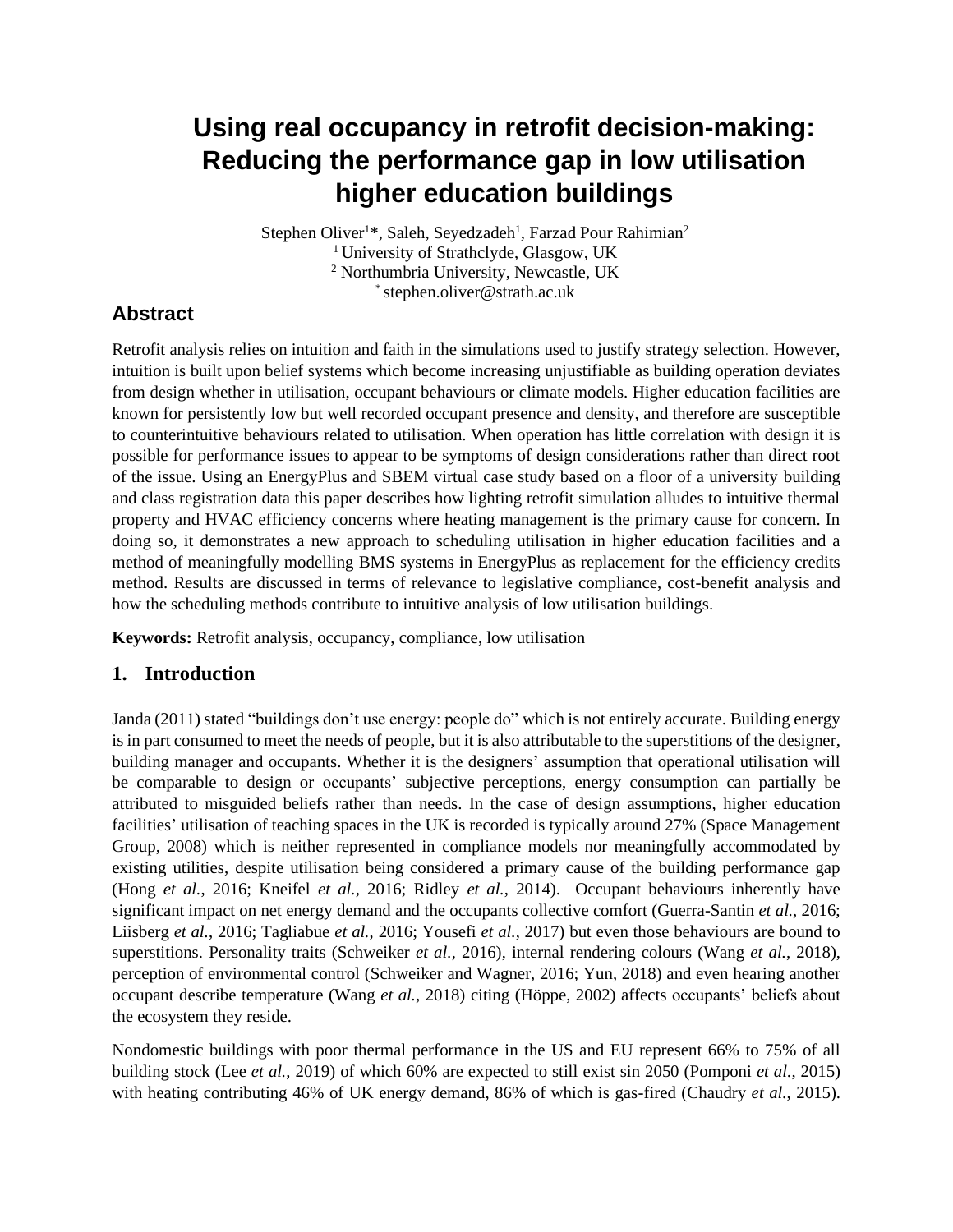# Using real occupancy in retrofit decision-making: Reducing the performance gap in low utilisation higher education buildings

Stephen Oliver[1]*, Saleh, Seyedzadeh[1], Farzad Pour Rahimian[2]

[1] University of Strathclyde, Glasgow, UK

[2] Northumbria University, Newcastle, UK

* stephen.oliver@strath.ac.uk

## Abstract

Retrofit analysis relies on intuition and faith in the simulations used to justify strategy selection. However, intuition is built upon belief systems which become increasing unjustifiable as building operation deviates from design whether in utilisation, occupant behaviours or climate models. Higher education facilities are known for persistently low but well recorded occupant presence and density, and therefore are susceptible to counterintuitive behaviours related to utilisation. When operation has little correlation with design it is possible for performance issues to appear to be symptoms of design considerations rather than direct root of the issue. Using an EnergyPlus and SBEM virtual case study based on a floor of a university building and class registration data this paper describes how lighting retrofit simulation alludes to intuitive thermal property and HVAC efficiency concerns where heating management is the primary cause for concern. In doing so, it demonstrates a new approach to scheduling utilisation in higher education facilities and a method of meaningfully modelling BMS systems in EnergyPlus as replacement for the efficiency credits method. Results are discussed in terms of relevance to legislative compliance, cost-benefit analysis and how the scheduling methods contribute to intuitive analysis of low utilisation buildings.

**Keywords:** Retrofit analysis, occupancy, compliance, low utilisation

## 1. Introduction

Janda (2011) stated "buildings don't use energy: people do" which is not entirely accurate. Building energy is in part consumed to meet the needs of people, but it is also attributable to the superstitions of the designer, building manager and occupants. Whether it is the designers' assumption that operational utilisation will be comparable to design or occupants' subjective perceptions, energy consumption can partially be attributed to misguided beliefs rather than needs. In the case of design assumptions, higher education facilities' utilisation of teaching spaces in the UK is recorded is typically around 27% (Space Management Group, 2008) which is neither represented in compliance models nor meaningfully accommodated by existing utilities, despite utilisation being considered a primary cause of the building performance gap (Hong *et al.*, 2016; Kneifel *et al.*, 2016; Ridley *et al.*, 2014). Occupant behaviours inherently have significant impact on net energy demand and the occupants collective comfort (Guerra-Santin *et al.*, 2016; Liisberg *et al.*, 2016; Tagliabue *et al.*, 2016; Yousefi *et al.*, 2017) but even those behaviours are bound to superstitions. Personality traits (Schweiker *et al.*, 2016), internal rendering colours (Wang *et al.*, 2018), perception of environmental control (Schweiker and Wagner, 2016; Yun, 2018) and even hearing another occupant describe temperature (Wang *et al.*, 2018) citing (Höppe, 2002) affects occupants' beliefs about the ecosystem they reside.

Nondomestic buildings with poor thermal performance in the US and EU represent 66% to 75% of all building stock (Lee *et al.*, 2019) of which 60% are expected to still exist sin 2050 (Pomponi *et al.*, 2015) with heating contributing 46% of UK energy demand, 86% of which is gas-fired (Chaudry *et al.*, 2015).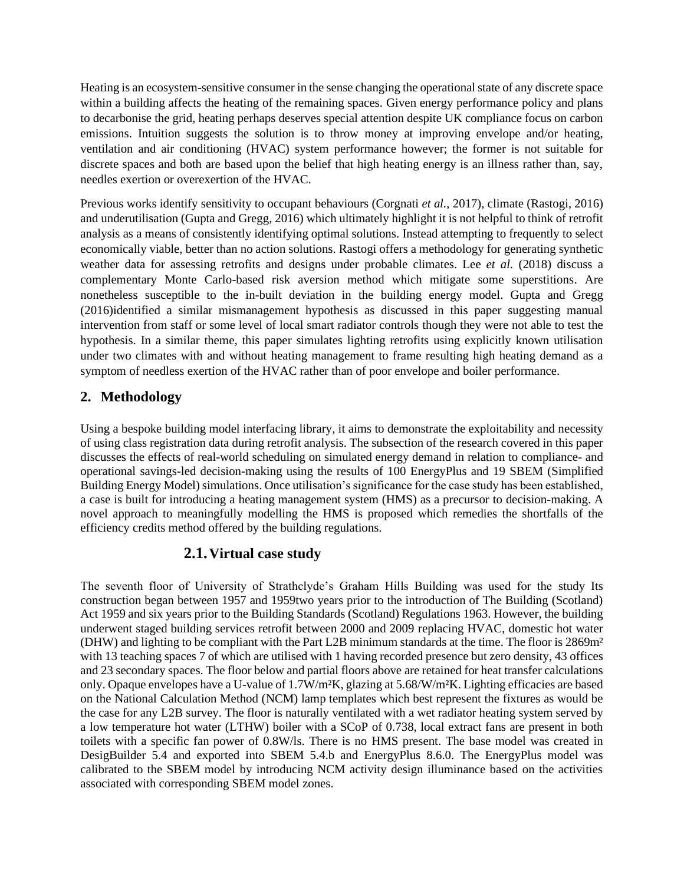Heating is an ecosystem-sensitive consumer in the sense changing the operational state of any discrete space within a building affects the heating of the remaining spaces. Given energy performance policy and plans to decarbonise the grid, heating perhaps deserves special attention despite UK compliance focus on carbon emissions. Intuition suggests the solution is to throw money at improving envelope and/or heating, ventilation and air conditioning (HVAC) system performance however; the former is not suitable for discrete spaces and both are based upon the belief that high heating energy is an illness rather than, say, needles exertion or overexertion of the HVAC.

Previous works identify sensitivity to occupant behaviours (Corgnati *et al.*, 2017), climate (Rastogi, 2016) and underutilisation (Gupta and Gregg, 2016) which ultimately highlight it is not helpful to think of retrofit analysis as a means of consistently identifying optimal solutions. Instead attempting to frequently to select economically viable, better than no action solutions. Rastogi offers a methodology for generating synthetic weather data for assessing retrofits and designs under probable climates. Lee *et al.* (2018) discuss a complementary Monte Carlo-based risk aversion method which mitigate some superstitions. Are nonetheless susceptible to the in-built deviation in the building energy model. Gupta and Gregg (2016)identified a similar mismanagement hypothesis as discussed in this paper suggesting manual intervention from staff or some level of local smart radiator controls though they were not able to test the hypothesis. In a similar theme, this paper simulates lighting retrofits using explicitly known utilisation under two climates with and without heating management to frame resulting high heating demand as a symptom of needless exertion of the HVAC rather than of poor envelope and boiler performance.

## 2. Methodology

Using a bespoke building model interfacing library, it aims to demonstrate the exploitability and necessity of using class registration data during retrofit analysis. The subsection of the research covered in this paper discusses the effects of real-world scheduling on simulated energy demand in relation to compliance- and operational savings-led decision-making using the results of 100 EnergyPlus and 19 SBEM (Simplified Building Energy Model) simulations. Once utilisation's significance for the case study has been established, a case is built for introducing a heating management system (HMS) as a precursor to decision-making. A novel approach to meaningfully modelling the HMS is proposed which remedies the shortfalls of the efficiency credits method offered by the building regulations.

### 2.1. Virtual case study

The seventh floor of University of Strathclyde's Graham Hills Building was used for the study Its construction began between 1957 and 1959two years prior to the introduction of The Building (Scotland) Act 1959 and six years prior to the Building Standards (Scotland) Regulations 1963. However, the building underwent staged building services retrofit between 2000 and 2009 replacing HVAC, domestic hot water (DHW) and lighting to be compliant with the Part L2B minimum standards at the time. The floor is 2869m² with 13 teaching spaces 7 of which are utilised with 1 having recorded presence but zero density, 43 offices and 23 secondary spaces. The floor below and partial floors above are retained for heat transfer calculations only. Opaque envelopes have a U-value of 1.7W/m²K, glazing at 5.68/W/m²K. Lighting efficacies are based on the National Calculation Method (NCM) lamp templates which best represent the fixtures as would be the case for any L2B survey. The floor is naturally ventilated with a wet radiator heating system served by a low temperature hot water (LTHW) boiler with a SCoP of 0.738, local extract fans are present in both toilets with a specific fan power of 0.8W/ls. There is no HMS present. The base model was created in DesigBuilder 5.4 and exported into SBEM 5.4.b and EnergyPlus 8.6.0. The EnergyPlus model was calibrated to the SBEM model by introducing NCM activity design illuminance based on the activities associated with corresponding SBEM model zones.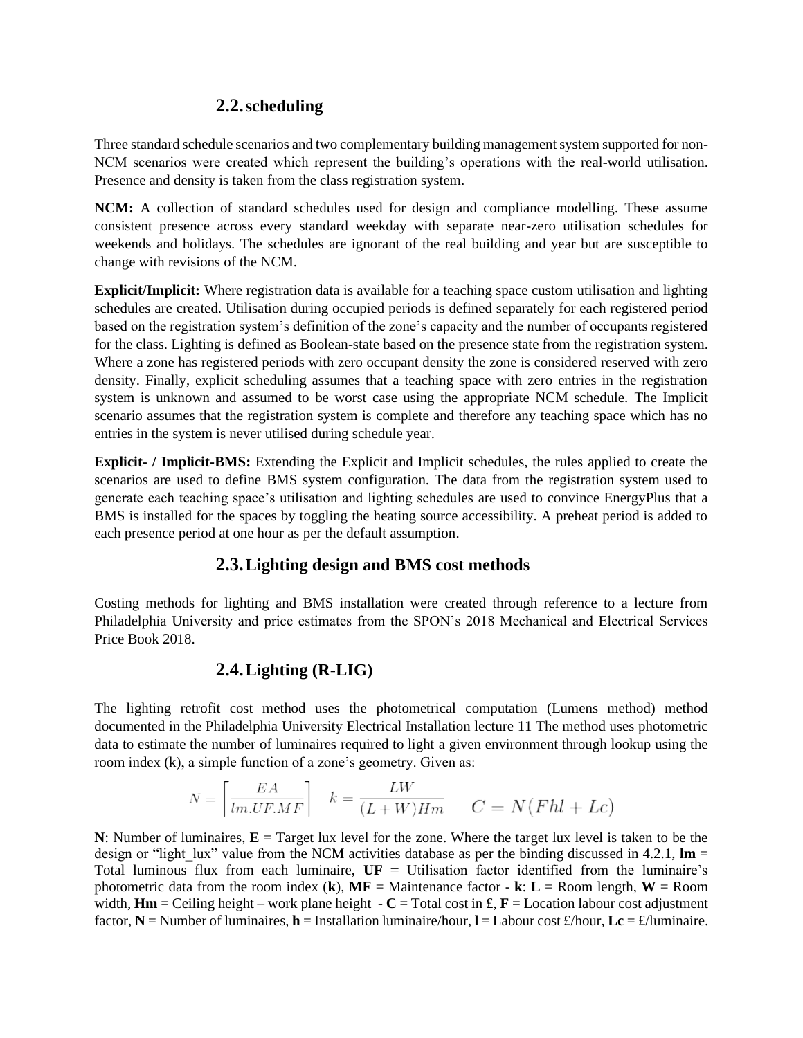## 2.2. scheduling

Three standard schedule scenarios and two complementary building management system supported for non-NCM scenarios were created which represent the building's operations with the real-world utilisation. Presence and density is taken from the class registration system.

**NCM:** A collection of standard schedules used for design and compliance modelling. These assume consistent presence across every standard weekday with separate near-zero utilisation schedules for weekends and holidays. The schedules are ignorant of the real building and year but are susceptible to change with revisions of the NCM.

**Explicit/Implicit:** Where registration data is available for a teaching space custom utilisation and lighting schedules are created. Utilisation during occupied periods is defined separately for each registered period based on the registration system's definition of the zone's capacity and the number of occupants registered for the class. Lighting is defined as Boolean-state based on the presence state from the registration system. Where a zone has registered periods with zero occupant density the zone is considered reserved with zero density. Finally, explicit scheduling assumes that a teaching space with zero entries in the registration system is unknown and assumed to be worst case using the appropriate NCM schedule. The Implicit scenario assumes that the registration system is complete and therefore any teaching space which has no entries in the system is never utilised during schedule year.

**Explicit- / Implicit-BMS:** Extending the Explicit and Implicit schedules, the rules applied to create the scenarios are used to define BMS system configuration. The data from the registration system used to generate each teaching space's utilisation and lighting schedules are used to convince EnergyPlus that a BMS is installed for the spaces by toggling the heating source accessibility. A preheat period is added to each presence period at one hour as per the default assumption.

## 2.3. Lighting design and BMS cost methods

Costing methods for lighting and BMS installation were created through reference to a lecture from Philadelphia University and price estimates from the SPON's 2018 Mechanical and Electrical Services Price Book 2018.

## 2.4. Lighting (R-LIG)

The lighting retrofit cost method uses the photometrical computation (Lumens method) method documented in the Philadelphia University Electrical Installation lecture 11 The method uses photometric data to estimate the number of luminaires required to light a given environment through lookup using the room index (k), a simple function of a zone's geometry. Given as:

$$N = \left\lceil \frac{EA}{lm.UF.MF} \right\rceil \quad k = \frac{LW}{(L+W)Hm} \quad C = N(Fhl + Lc)$$

**N**: Number of luminaires, **E** = Target lux level for the zone. Where the target lux level is taken to be the design or "light_lux" value from the NCM activities database as per the binding discussed in 4.2.1, **lm** = Total luminous flux from each luminaire, **UF** = Utilisation factor identified from the luminaire's photometric data from the room index (**k**), **MF** = Maintenance factor - **k**: **L** = Room length, **W** = Room width, **Hm** = Ceiling height – work plane height - **C** = Total cost in £, **F** = Location labour cost adjustment factor, **N** = Number of luminaires, **h** = Installation luminaire/hour, **l** = Labour cost £/hour, **Lc** = £/luminaire.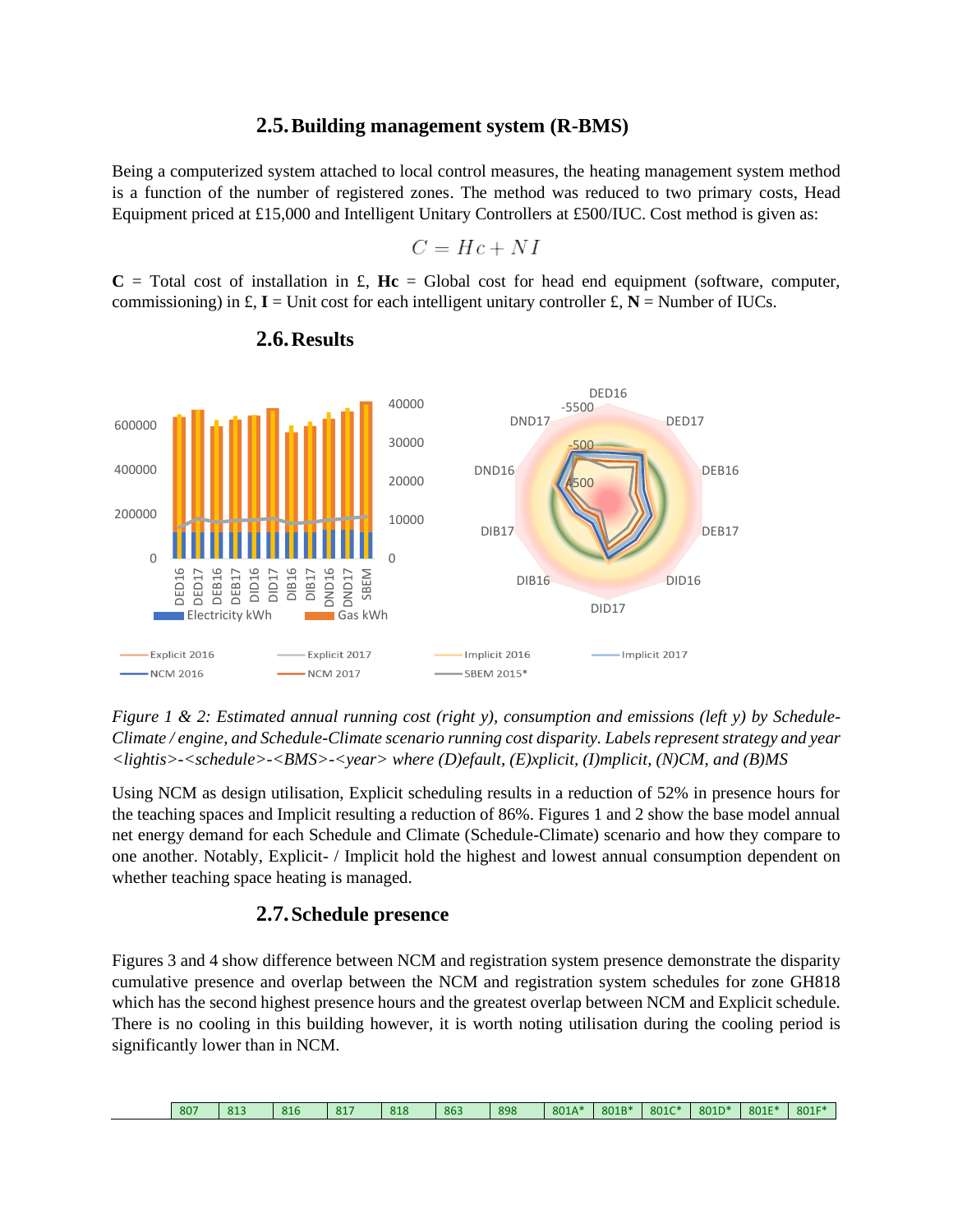## 2.5. Building management system (R-BMS)

Being a computerized system attached to local control measures, the heating management system method is a function of the number of registered zones. The method was reduced to two primary costs, Head Equipment priced at £15,000 and Intelligent Unitary Controllers at £500/IUC. Cost method is given as:

$$C = Hc + NI$$

**C** = Total cost of installation in £, **Hc** = Global cost for head end equipment (software, computer, commissioning) in £, **I** = Unit cost for each intelligent unitary controller £, **N** = Number of IUCs.

## 2.6. Results

*Figure 1 & 2: Estimated annual running cost (right y), consumption and emissions (left y) by Schedule-Climate / engine, and Schedule-Climate scenario running cost disparity. Labels represent strategy and year <lightis>-<schedule>-<BMS>-<year> where (D)efault, (E)xplicit, (I)mplicit, (N)CM, and (B)MS*

Using NCM as design utilisation, Explicit scheduling results in a reduction of 52% in presence hours for the teaching spaces and Implicit resulting a reduction of 86%. Figures 1 and 2 show the base model annual net energy demand for each Schedule and Climate (Schedule-Climate) scenario and how they compare to one another. Notably, Explicit- / Implicit hold the highest and lowest annual consumption dependent on whether teaching space heating is managed.

## 2.7. Schedule presence

Figures 3 and 4 show difference between NCM and registration system presence demonstrate the disparity cumulative presence and overlap between the NCM and registration system schedules for zone GH818 which has the second highest presence hours and the greatest overlap between NCM and Explicit schedule. There is no cooling in this building however, it is worth noting utilisation during the cooling period is significantly lower than in NCM.

| | 807 | 813 | 816 | 817 | 818 | 863 | 898 | 801A* | 801B* | 801C* | 801D* | 801E* | 801F* |
|---|---|---|---|---|---|---|---|---|---|---|---|---|---|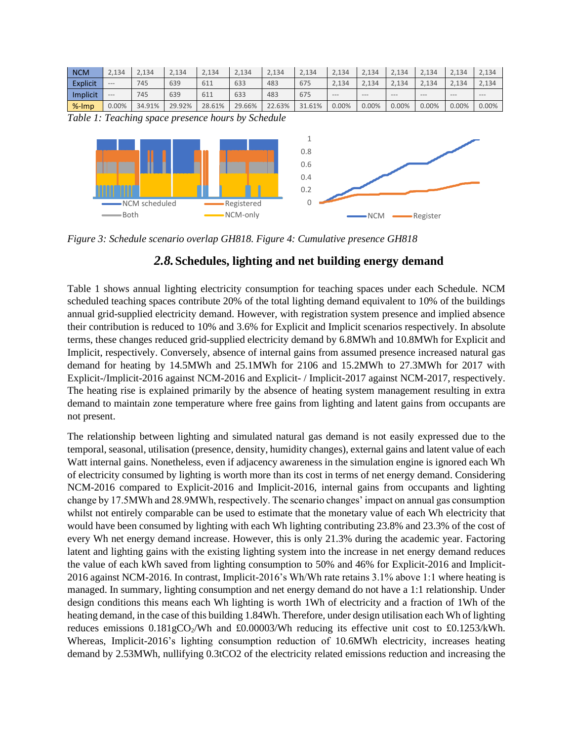| NCM | 2,134 | 2,134 | 2,134 | 2,134 | 2,134 | 2,134 | 2,134 | 2,134 | 2,134 | 2,134 | 2,134 | 2,134 | 2,134 |
| --- | --- | --- | --- | --- | --- | --- | --- | --- | --- | --- | --- | --- | --- |
| Explicit | --- | 745 | 639 | 611 | 633 | 483 | 675 | 2,134 | 2,134 | 2,134 | 2,134 | 2,134 | 2,134 |
| Implicit | --- | 745 | 639 | 611 | 633 | 483 | 675 | --- | --- | --- | --- | --- | --- |
| %-Imp | 0.00% | 34.91% | 29.92% | 28.61% | 29.66% | 22.63% | 31.61% | 0.00% | 0.00% | 0.00% | 0.00% | 0.00% | 0.00% |

*Table 1: Teaching space presence hours by Schedule*

*Figure 3: Schedule scenario overlap GH818. Figure 4: Cumulative presence GH818*

## 2.8. Schedules, lighting and net building energy demand

Table 1 shows annual lighting electricity consumption for teaching spaces under each Schedule. NCM scheduled teaching spaces contribute 20% of the total lighting demand equivalent to 10% of the buildings annual grid-supplied electricity demand. However, with registration system presence and implied absence their contribution is reduced to 10% and 3.6% for Explicit and Implicit scenarios respectively. In absolute terms, these changes reduced grid-supplied electricity demand by 6.8MWh and 10.8MWh for Explicit and Implicit, respectively. Conversely, absence of internal gains from assumed presence increased natural gas demand for heating by 14.5MWh and 25.1MWh for 2106 and 15.2MWh to 27.3MWh for 2017 with Explicit-/Implicit-2016 against NCM-2016 and Explicit- / Implicit-2017 against NCM-2017, respectively. The heating rise is explained primarily by the absence of heating system management resulting in extra demand to maintain zone temperature where free gains from lighting and latent gains from occupants are not present.

The relationship between lighting and simulated natural gas demand is not easily expressed due to the temporal, seasonal, utilisation (presence, density, humidity changes), external gains and latent value of each Watt internal gains. Nonetheless, even if adjacency awareness in the simulation engine is ignored each Wh of electricity consumed by lighting is worth more than its cost in terms of net energy demand. Considering NCM-2016 compared to Explicit-2016 and Implicit-2016, internal gains from occupants and lighting change by 17.5MWh and 28.9MWh, respectively. The scenario changes' impact on annual gas consumption whilst not entirely comparable can be used to estimate that the monetary value of each Wh electricity that would have been consumed by lighting with each Wh lighting contributing 23.8% and 23.3% of the cost of every Wh net energy demand increase. However, this is only 21.3% during the academic year. Factoring latent and lighting gains with the existing lighting system into the increase in net energy demand reduces the value of each kWh saved from lighting consumption to 50% and 46% for Explicit-2016 and Implicit-2016 against NCM-2016. In contrast, Implicit-2016's Wh/Wh rate retains 3.1% above 1:1 where heating is managed. In summary, lighting consumption and net energy demand do not have a 1:1 relationship. Under design conditions this means each Wh lighting is worth 1Wh of electricity and a fraction of 1Wh of the heating demand, in the case of this building 1.84Wh. Therefore, under design utilisation each Wh of lighting reduces emissions 0.181g$CO_2$/Wh and £0.00003/Wh reducing its effective unit cost to £0.1253/kWh. Whereas, Implicit-2016's lighting consumption reduction of 10.6MWh electricity, increases heating demand by 2.53MWh, nullifying 0.3t$CO_2$ of the electricity related emissions reduction and increasing the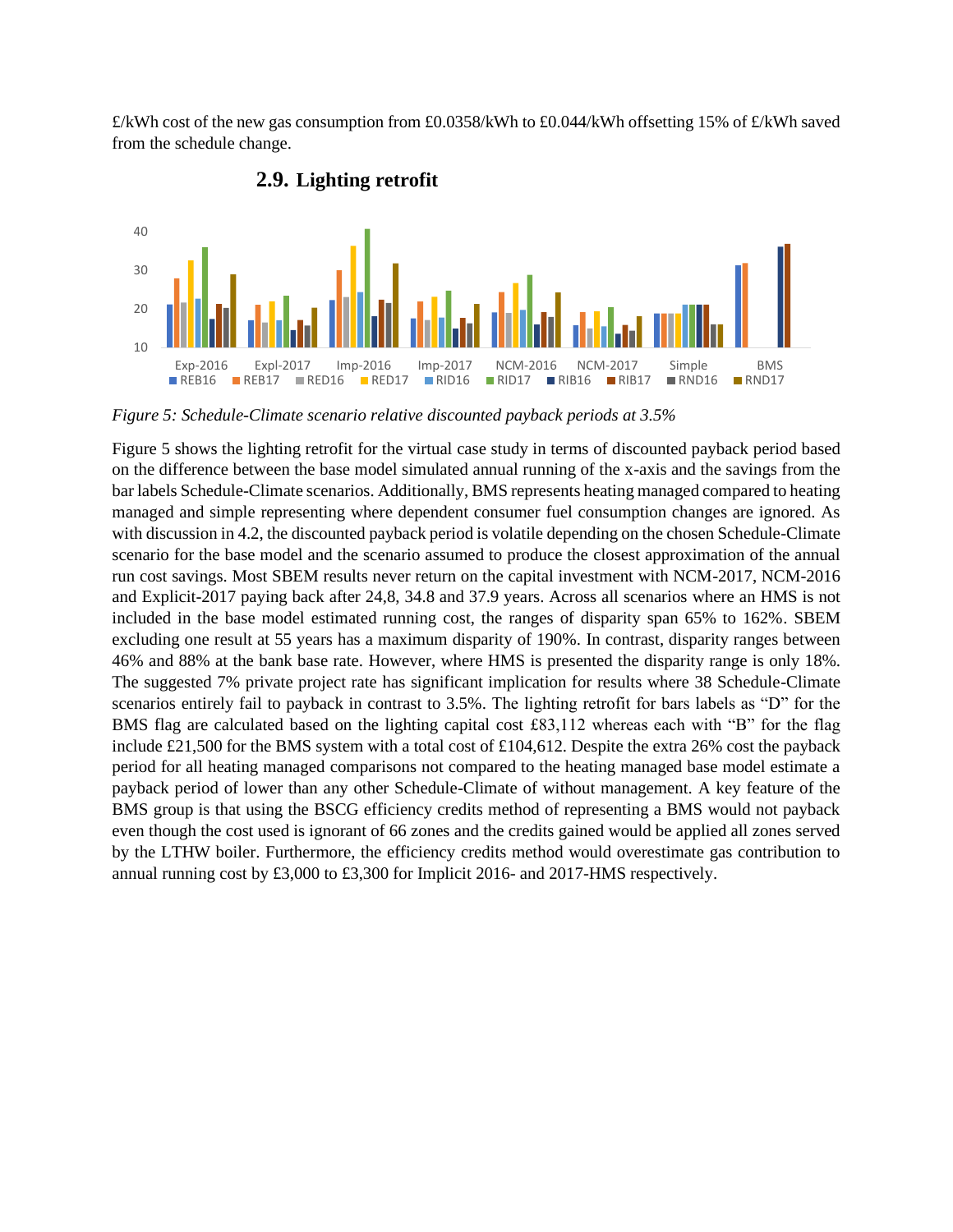£/kWh cost of the new gas consumption from £0.0358/kWh to £0.044/kWh offsetting 15% of £/kWh saved from the schedule change.

## 2.9. Lighting retrofit

*Figure 5: Schedule-Climate scenario relative discounted payback periods at 3.5%*

Figure 5 shows the lighting retrofit for the virtual case study in terms of discounted payback period based on the difference between the base model simulated annual running of the x-axis and the savings from the bar labels Schedule-Climate scenarios. Additionally, BMS represents heating managed compared to heating managed and simple representing where dependent consumer fuel consumption changes are ignored. As with discussion in 4.2, the discounted payback period is volatile depending on the chosen Schedule-Climate scenario for the base model and the scenario assumed to produce the closest approximation of the annual run cost savings. Most SBEM results never return on the capital investment with NCM-2017, NCM-2016 and Explicit-2017 paying back after 24,8, 34.8 and 37.9 years. Across all scenarios where an HMS is not included in the base model estimated running cost, the ranges of disparity span 65% to 162%. SBEM excluding one result at 55 years has a maximum disparity of 190%. In contrast, disparity ranges between 46% and 88% at the bank base rate. However, where HMS is presented the disparity range is only 18%. The suggested 7% private project rate has significant implication for results where 38 Schedule-Climate scenarios entirely fail to payback in contrast to 3.5%. The lighting retrofit for bars labels as "D" for the BMS flag are calculated based on the lighting capital cost £83,112 whereas each with "B" for the flag include £21,500 for the BMS system with a total cost of £104,612. Despite the extra 26% cost the payback period for all heating managed comparisons not compared to the heating managed base model estimate a payback period of lower than any other Schedule-Climate of without management. A key feature of the BMS group is that using the BSCG efficiency credits method of representing a BMS would not payback even though the cost used is ignorant of 66 zones and the credits gained would be applied all zones served by the LTHW boiler. Furthermore, the efficiency credits method would overestimate gas contribution to annual running cost by £3,000 to £3,300 for Implicit 2016- and 2017-HMS respectively.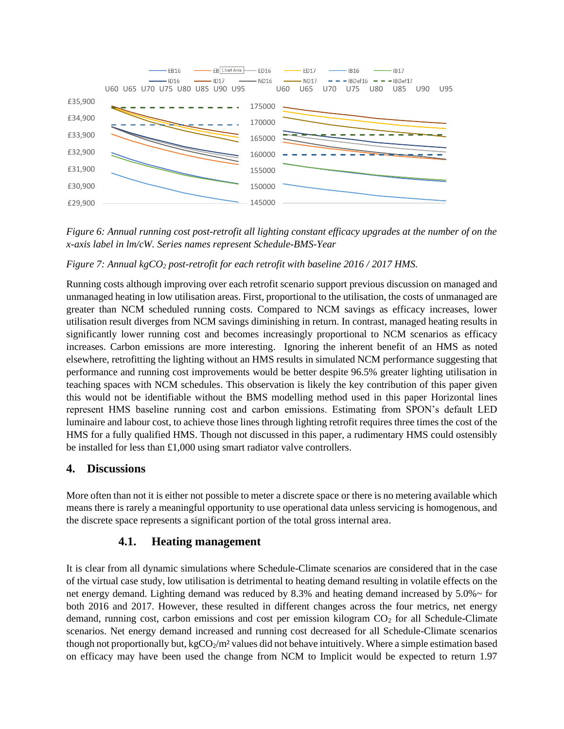*Figure 6: Annual running cost post-retrofit all lighting constant efficacy upgrades at the number of on the x-axis label in lm/cW. Series names represent Schedule-BMS-Year*

*Figure 7: Annual $kgCO_2$ post-retrofit for each retrofit with baseline 2016 / 2017 HMS.*

Running costs although improving over each retrofit scenario support previous discussion on managed and unmanaged heating in low utilisation areas. First, proportional to the utilisation, the costs of unmanaged are greater than NCM scheduled running costs. Compared to NCM savings as efficacy increases, lower utilisation result diverges from NCM savings diminishing in return. In contrast, managed heating results in significantly lower running cost and becomes increasingly proportional to NCM scenarios as efficacy increases. Carbon emissions are more interesting. Ignoring the inherent benefit of an HMS as noted elsewhere, retrofitting the lighting without an HMS results in simulated NCM performance suggesting that performance and running cost improvements would be better despite 96.5% greater lighting utilisation in teaching spaces with NCM schedules. This observation is likely the key contribution of this paper given this would not be identifiable without the BMS modelling method used in this paper Horizontal lines represent HMS baseline running cost and carbon emissions. Estimating from SPON's default LED luminaire and labour cost, to achieve those lines through lighting retrofit requires three times the cost of the HMS for a fully qualified HMS. Though not discussed in this paper, a rudimentary HMS could ostensibly be installed for less than £1,000 using smart radiator valve controllers.

## 4. Discussions

More often than not it is either not possible to meter a discrete space or there is no metering available which means there is rarely a meaningful opportunity to use operational data unless servicing is homogenous, and the discrete space represents a significant portion of the total gross internal area.

### 4.1. Heating management

It is clear from all dynamic simulations where Schedule-Climate scenarios are considered that in the case of the virtual case study, low utilisation is detrimental to heating demand resulting in volatile effects on the net energy demand. Lighting demand was reduced by 8.3% and heating demand increased by 5.0%~ for both 2016 and 2017. However, these resulted in different changes across the four metrics, net energy demand, running cost, carbon emissions and cost per emission kilogram $CO_2$ for all Schedule-Climate scenarios. Net energy demand increased and running cost decreased for all Schedule-Climate scenarios though not proportionally but, $kgCO_2/m^2$ values did not behave intuitively. Where a simple estimation based on efficacy may have been used the change from NCM to Implicit would be expected to return 1.97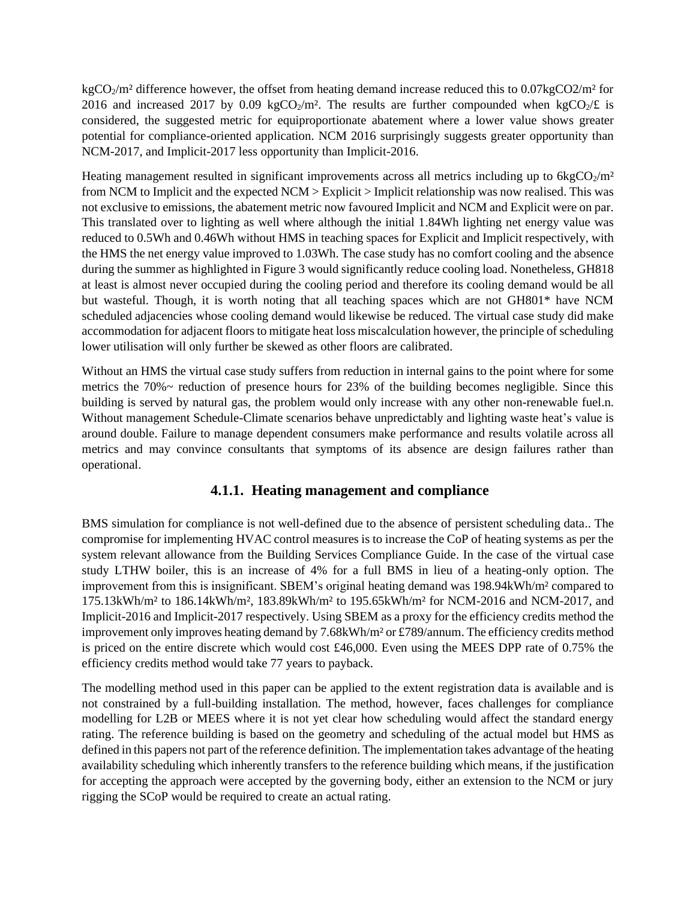$kgCO_2/m^2$ difference however, the offset from heating demand increase reduced this to $0.07kgCO2/m^2$ for 2016 and increased 2017 by 0.09 $kgCO_2/m^2$. The results are further compounded when $kgCO_2/£$ is considered, the suggested metric for equiproportionate abatement where a lower value shows greater potential for compliance-oriented application. NCM 2016 surprisingly suggests greater opportunity than NCM-2017, and Implicit-2017 less opportunity than Implicit-2016.

Heating management resulted in significant improvements across all metrics including up to $6kgCO_2/m^2$ from NCM to Implicit and the expected NCM > Explicit > Implicit relationship was now realised. This was not exclusive to emissions, the abatement metric now favoured Implicit and NCM and Explicit were on par. This translated over to lighting as well where although the initial 1.84Wh lighting net energy value was reduced to 0.5Wh and 0.46Wh without HMS in teaching spaces for Explicit and Implicit respectively, with the HMS the net energy value improved to 1.03Wh. The case study has no comfort cooling and the absence during the summer as highlighted in Figure 3 would significantly reduce cooling load. Nonetheless, GH818 at least is almost never occupied during the cooling period and therefore its cooling demand would be all but wasteful. Though, it is worth noting that all teaching spaces which are not GH801* have NCM scheduled adjacencies whose cooling demand would likewise be reduced. The virtual case study did make accommodation for adjacent floors to mitigate heat loss miscalculation however, the principle of scheduling lower utilisation will only further be skewed as other floors are calibrated.

Without an HMS the virtual case study suffers from reduction in internal gains to the point where for some metrics the 70%~ reduction of presence hours for 23% of the building becomes negligible. Since this building is served by natural gas, the problem would only increase with any other non-renewable fuel.n. Without management Schedule-Climate scenarios behave unpredictably and lighting waste heat's value is around double. Failure to manage dependent consumers make performance and results volatile across all metrics and may convince consultants that symptoms of its absence are design failures rather than operational.

### 4.1.1. Heating management and compliance

BMS simulation for compliance is not well-defined due to the absence of persistent scheduling data.. The compromise for implementing HVAC control measures is to increase the CoP of heating systems as per the system relevant allowance from the Building Services Compliance Guide. In the case of the virtual case study LTHW boiler, this is an increase of 4% for a full BMS in lieu of a heating-only option. The improvement from this is insignificant. SBEM's original heating demand was $198.94kWh/m^2$ compared to $175.13kWh/m^2$ to $186.14kWh/m^2$, $183.89kWh/m^2$ to $195.65kWh/m^2$ for NCM-2016 and NCM-2017, and Implicit-2016 and Implicit-2017 respectively. Using SBEM as a proxy for the efficiency credits method the improvement only improves heating demand by $7.68kWh/m^2$ or £789/annum. The efficiency credits method is priced on the entire discrete which would cost £46,000. Even using the MEES DPP rate of 0.75% the efficiency credits method would take 77 years to payback.

The modelling method used in this paper can be applied to the extent registration data is available and is not constrained by a full-building installation. The method, however, faces challenges for compliance modelling for L2B or MEES where it is not yet clear how scheduling would affect the standard energy rating. The reference building is based on the geometry and scheduling of the actual model but HMS as defined in this papers not part of the reference definition. The implementation takes advantage of the heating availability scheduling which inherently transfers to the reference building which means, if the justification for accepting the approach were accepted by the governing body, either an extension to the NCM or jury rigging the SCoP would be required to create an actual rating.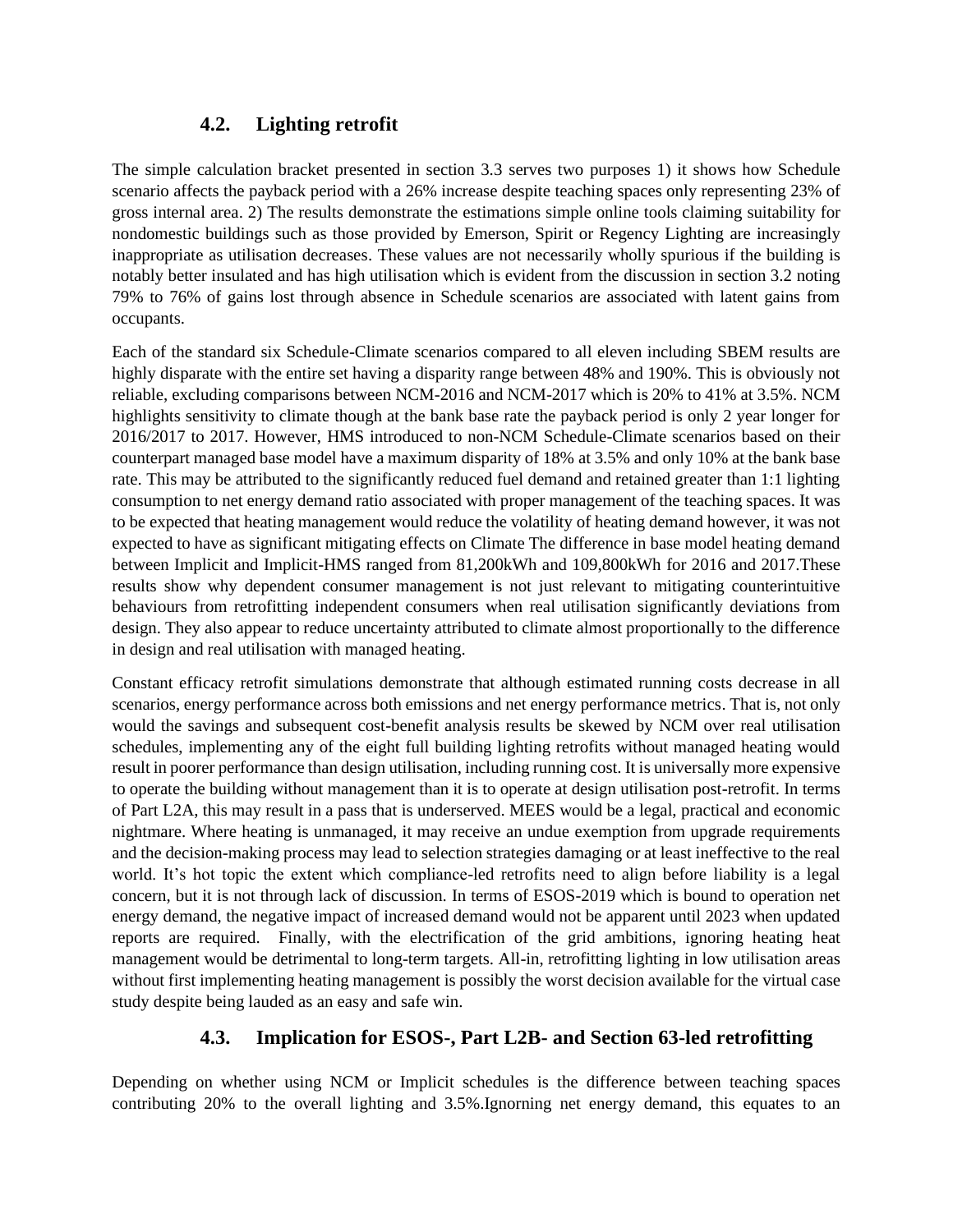### 4.2. Lighting retrofit

The simple calculation bracket presented in section 3.3 serves two purposes 1) it shows how Schedule scenario affects the payback period with a 26% increase despite teaching spaces only representing 23% of gross internal area. 2) The results demonstrate the estimations simple online tools claiming suitability for nondomestic buildings such as those provided by Emerson, Spirit or Regency Lighting are increasingly inappropriate as utilisation decreases. These values are not necessarily wholly spurious if the building is notably better insulated and has high utilisation which is evident from the discussion in section 3.2 noting 79% to 76% of gains lost through absence in Schedule scenarios are associated with latent gains from occupants.

Each of the standard six Schedule-Climate scenarios compared to all eleven including SBEM results are highly disparate with the entire set having a disparity range between 48% and 190%. This is obviously not reliable, excluding comparisons between NCM-2016 and NCM-2017 which is 20% to 41% at 3.5%. NCM highlights sensitivity to climate though at the bank base rate the payback period is only 2 year longer for 2016/2017 to 2017. However, HMS introduced to non-NCM Schedule-Climate scenarios based on their counterpart managed base model have a maximum disparity of 18% at 3.5% and only 10% at the bank base rate. This may be attributed to the significantly reduced fuel demand and retained greater than 1:1 lighting consumption to net energy demand ratio associated with proper management of the teaching spaces. It was to be expected that heating management would reduce the volatility of heating demand however, it was not expected to have as significant mitigating effects on Climate The difference in base model heating demand between Implicit and Implicit-HMS ranged from 81,200kWh and 109,800kWh for 2016 and 2017.These results show why dependent consumer management is not just relevant to mitigating counterintuitive behaviours from retrofitting independent consumers when real utilisation significantly deviations from design. They also appear to reduce uncertainty attributed to climate almost proportionally to the difference in design and real utilisation with managed heating.

Constant efficacy retrofit simulations demonstrate that although estimated running costs decrease in all scenarios, energy performance across both emissions and net energy performance metrics. That is, not only would the savings and subsequent cost-benefit analysis results be skewed by NCM over real utilisation schedules, implementing any of the eight full building lighting retrofits without managed heating would result in poorer performance than design utilisation, including running cost. It is universally more expensive to operate the building without management than it is to operate at design utilisation post-retrofit. In terms of Part L2A, this may result in a pass that is underserved. MEES would be a legal, practical and economic nightmare. Where heating is unmanaged, it may receive an undue exemption from upgrade requirements and the decision-making process may lead to selection strategies damaging or at least ineffective to the real world. It's hot topic the extent which compliance-led retrofits need to align before liability is a legal concern, but it is not through lack of discussion. In terms of ESOS-2019 which is bound to operation net energy demand, the negative impact of increased demand would not be apparent until 2023 when updated reports are required. Finally, with the electrification of the grid ambitions, ignoring heating heat management would be detrimental to long-term targets. All-in, retrofitting lighting in low utilisation areas without first implementing heating management is possibly the worst decision available for the virtual case study despite being lauded as an easy and safe win.

### 4.3. Implication for ESOS-, Part L2B- and Section 63-led retrofitting

Depending on whether using NCM or Implicit schedules is the difference between teaching spaces contributing 20% to the overall lighting and 3.5%.Ignorning net energy demand, this equates to an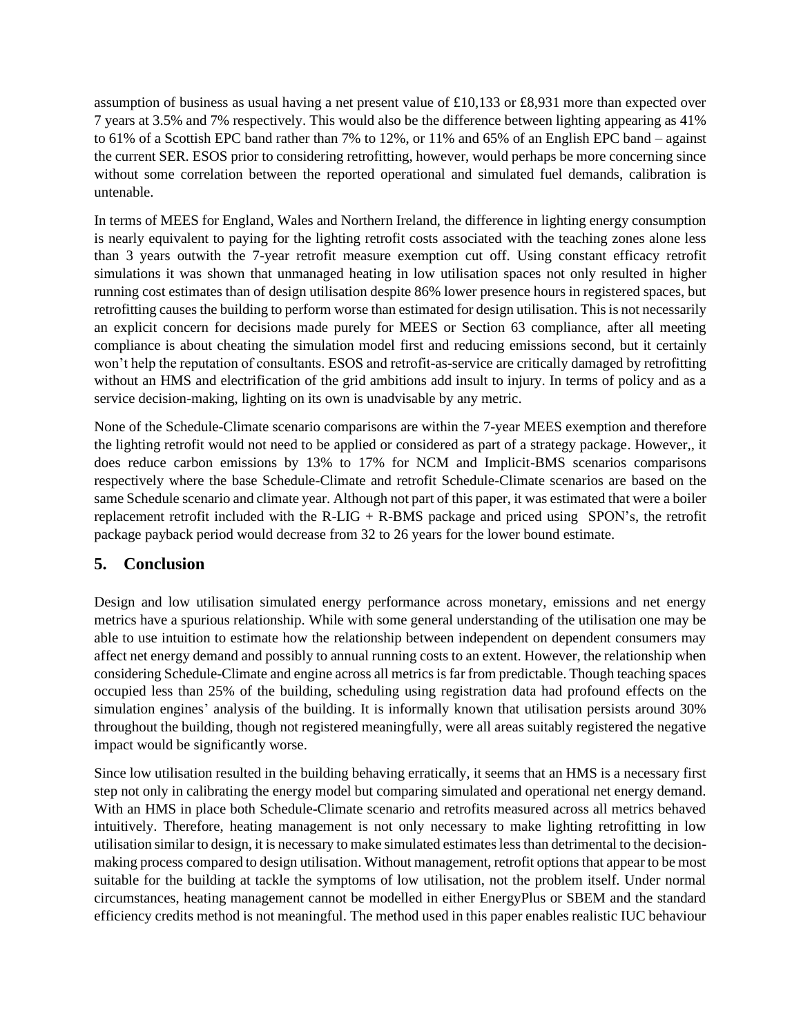assumption of business as usual having a net present value of £10,133 or £8,931 more than expected over 7 years at 3.5% and 7% respectively. This would also be the difference between lighting appearing as 41% to 61% of a Scottish EPC band rather than 7% to 12%, or 11% and 65% of an English EPC band – against the current SER. ESOS prior to considering retrofitting, however, would perhaps be more concerning since without some correlation between the reported operational and simulated fuel demands, calibration is untenable.

In terms of MEES for England, Wales and Northern Ireland, the difference in lighting energy consumption is nearly equivalent to paying for the lighting retrofit costs associated with the teaching zones alone less than 3 years outwith the 7-year retrofit measure exemption cut off. Using constant efficacy retrofit simulations it was shown that unmanaged heating in low utilisation spaces not only resulted in higher running cost estimates than of design utilisation despite 86% lower presence hours in registered spaces, but retrofitting causes the building to perform worse than estimated for design utilisation. This is not necessarily an explicit concern for decisions made purely for MEES or Section 63 compliance, after all meeting compliance is about cheating the simulation model first and reducing emissions second, but it certainly won't help the reputation of consultants. ESOS and retrofit-as-service are critically damaged by retrofitting without an HMS and electrification of the grid ambitions add insult to injury. In terms of policy and as a service decision-making, lighting on its own is unadvisable by any metric.

None of the Schedule-Climate scenario comparisons are within the 7-year MEES exemption and therefore the lighting retrofit would not need to be applied or considered as part of a strategy package. However,, it does reduce carbon emissions by 13% to 17% for NCM and Implicit-BMS scenarios comparisons respectively where the base Schedule-Climate and retrofit Schedule-Climate scenarios are based on the same Schedule scenario and climate year. Although not part of this paper, it was estimated that were a boiler replacement retrofit included with the R-LIG + R-BMS package and priced using SPON's, the retrofit package payback period would decrease from 32 to 26 years for the lower bound estimate.

## 5. Conclusion

Design and low utilisation simulated energy performance across monetary, emissions and net energy metrics have a spurious relationship. While with some general understanding of the utilisation one may be able to use intuition to estimate how the relationship between independent on dependent consumers may affect net energy demand and possibly to annual running costs to an extent. However, the relationship when considering Schedule-Climate and engine across all metrics is far from predictable. Though teaching spaces occupied less than 25% of the building, scheduling using registration data had profound effects on the simulation engines' analysis of the building. It is informally known that utilisation persists around 30% throughout the building, though not registered meaningfully, were all areas suitably registered the negative impact would be significantly worse.

Since low utilisation resulted in the building behaving erratically, it seems that an HMS is a necessary first step not only in calibrating the energy model but comparing simulated and operational net energy demand. With an HMS in place both Schedule-Climate scenario and retrofits measured across all metrics behaved intuitively. Therefore, heating management is not only necessary to make lighting retrofitting in low utilisation similar to design, it is necessary to make simulated estimates less than detrimental to the decision-making process compared to design utilisation. Without management, retrofit options that appear to be most suitable for the building at tackle the symptoms of low utilisation, not the problem itself. Under normal circumstances, heating management cannot be modelled in either EnergyPlus or SBEM and the standard efficiency credits method is not meaningful. The method used in this paper enables realistic IUC behaviour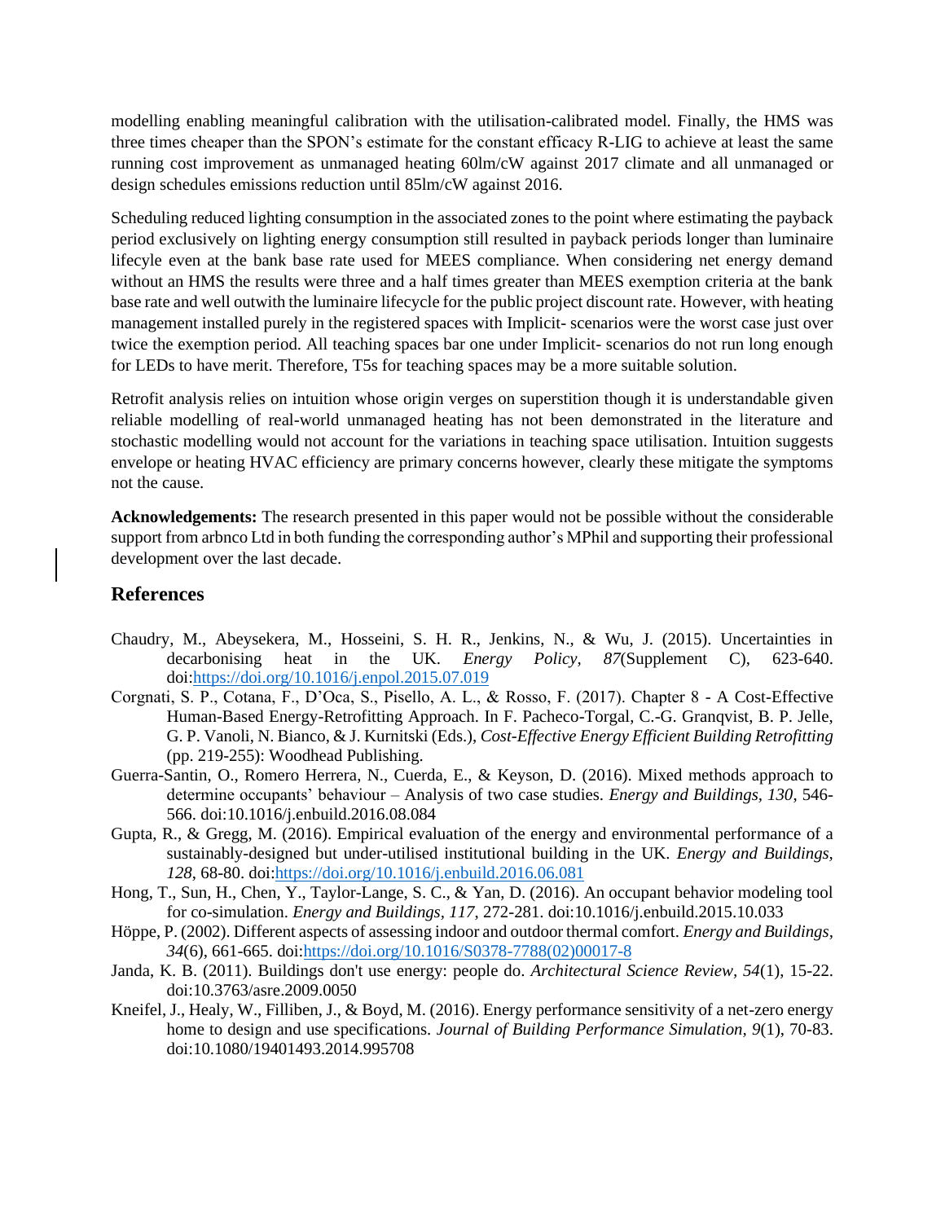modelling enabling meaningful calibration with the utilisation-calibrated model. Finally, the HMS was three times cheaper than the SPON's estimate for the constant efficacy R-LIG to achieve at least the same running cost improvement as unmanaged heating 60lm/cW against 2017 climate and all unmanaged or design schedules emissions reduction until 85lm/cW against 2016.

Scheduling reduced lighting consumption in the associated zones to the point where estimating the payback period exclusively on lighting energy consumption still resulted in payback periods longer than luminaire lifecyle even at the bank base rate used for MEES compliance. When considering net energy demand without an HMS the results were three and a half times greater than MEES exemption criteria at the bank base rate and well outwith the luminaire lifecycle for the public project discount rate. However, with heating management installed purely in the registered spaces with Implicit- scenarios were the worst case just over twice the exemption period. All teaching spaces bar one under Implicit- scenarios do not run long enough for LEDs to have merit. Therefore, T5s for teaching spaces may be a more suitable solution.

Retrofit analysis relies on intuition whose origin verges on superstition though it is understandable given reliable modelling of real-world unmanaged heating has not been demonstrated in the literature and stochastic modelling would not account for the variations in teaching space utilisation. Intuition suggests envelope or heating HVAC efficiency are primary concerns however, clearly these mitigate the symptoms not the cause.

**Acknowledgements:** The research presented in this paper would not be possible without the considerable support from arbnco Ltd in both funding the corresponding author's MPhil and supporting their professional development over the last decade.

## References

Chaudry, M., Abeysekera, M., Hosseini, S. H. R., Jenkins, N., & Wu, J. (2015). Uncertainties in decarbonising heat in the UK. *Energy Policy, 87*(Supplement C), 623-640. doi:https://doi.org/10.1016/j.enpol.2015.07.019

Corgnati, S. P., Cotana, F., D'Oca, S., Pisello, A. L., & Rosso, F. (2017). Chapter 8 - A Cost-Effective Human-Based Energy-Retrofitting Approach. In F. Pacheco-Torgal, C.-G. Granqvist, B. P. Jelle, G. P. Vanoli, N. Bianco, & J. Kurnitski (Eds.), *Cost-Effective Energy Efficient Building Retrofitting* (pp. 219-255): Woodhead Publishing.

Guerra-Santin, O., Romero Herrera, N., Cuerda, E., & Keyson, D. (2016). Mixed methods approach to determine occupants' behaviour – Analysis of two case studies. *Energy and Buildings, 130*, 546-566. doi:10.1016/j.enbuild.2016.08.084

Gupta, R., & Gregg, M. (2016). Empirical evaluation of the energy and environmental performance of a sustainably-designed but under-utilised institutional building in the UK. *Energy and Buildings, 128*, 68-80. doi:https://doi.org/10.1016/j.enbuild.2016.06.081

Hong, T., Sun, H., Chen, Y., Taylor-Lange, S. C., & Yan, D. (2016). An occupant behavior modeling tool for co-simulation. *Energy and Buildings, 117*, 272-281. doi:10.1016/j.enbuild.2015.10.033

Höppe, P. (2002). Different aspects of assessing indoor and outdoor thermal comfort. *Energy and Buildings, 34*(6), 661-665. doi:https://doi.org/10.1016/S0378-7788(02)00017-8

Janda, K. B. (2011). Buildings don't use energy: people do. *Architectural Science Review, 54*(1), 15-22. doi:10.3763/asre.2009.0050

Kneifel, J., Healy, W., Filliben, J., & Boyd, M. (2016). Energy performance sensitivity of a net-zero energy home to design and use specifications. *Journal of Building Performance Simulation, 9*(1), 70-83. doi:10.1080/19401493.2014.995708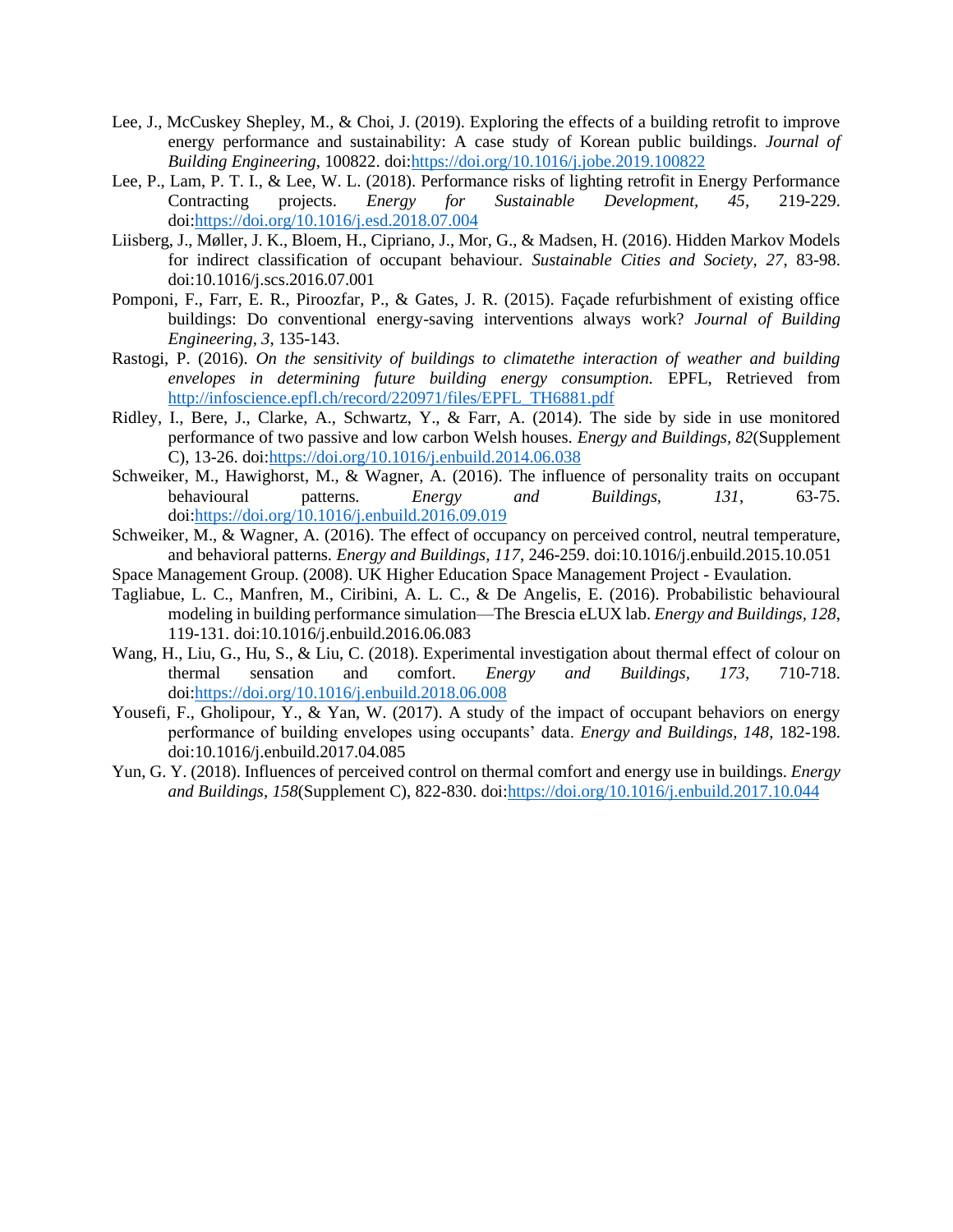Lee, J., McCuskey Shepley, M., & Choi, J. (2019). Exploring the effects of a building retrofit to improve energy performance and sustainability: A case study of Korean public buildings. *Journal of Building Engineering*, 100822. doi:https://doi.org/10.1016/j.jobe.2019.100822

Lee, P., Lam, P. T. I., & Lee, W. L. (2018). Performance risks of lighting retrofit in Energy Performance Contracting projects. *Energy for Sustainable Development, 45*, 219-229. doi:https://doi.org/10.1016/j.esd.2018.07.004

Liisberg, J., Møller, J. K., Bloem, H., Cipriano, J., Mor, G., & Madsen, H. (2016). Hidden Markov Models for indirect classification of occupant behaviour. *Sustainable Cities and Society, 27*, 83-98. doi:10.1016/j.scs.2016.07.001

Pomponi, F., Farr, E. R., Piroozfar, P., & Gates, J. R. (2015). Façade refurbishment of existing office buildings: Do conventional energy-saving interventions always work? *Journal of Building Engineering, 3*, 135-143.

Rastogi, P. (2016). *On the sensitivity of buildings to climatethe interaction of weather and building envelopes in determining future building energy consumption.* EPFL, Retrieved from http://infoscience.epfl.ch/record/220971/files/EPFL_TH6881.pdf

Ridley, I., Bere, J., Clarke, A., Schwartz, Y., & Farr, A. (2014). The side by side in use monitored performance of two passive and low carbon Welsh houses. *Energy and Buildings, 82*(Supplement C), 13-26. doi:https://doi.org/10.1016/j.enbuild.2014.06.038

Schweiker, M., Hawighorst, M., & Wagner, A. (2016). The influence of personality traits on occupant behavioural patterns. *Energy and Buildings, 131*, 63-75. doi:https://doi.org/10.1016/j.enbuild.2016.09.019

Schweiker, M., & Wagner, A. (2016). The effect of occupancy on perceived control, neutral temperature, and behavioral patterns. *Energy and Buildings, 117*, 246-259. doi:10.1016/j.enbuild.2015.10.051

Space Management Group. (2008). UK Higher Education Space Management Project - Evaulation.

Tagliabue, L. C., Manfren, M., Ciribini, A. L. C., & De Angelis, E. (2016). Probabilistic behavioural modeling in building performance simulation—The Brescia eLUX lab. *Energy and Buildings, 128*, 119-131. doi:10.1016/j.enbuild.2016.06.083

Wang, H., Liu, G., Hu, S., & Liu, C. (2018). Experimental investigation about thermal effect of colour on thermal sensation and comfort. *Energy and Buildings, 173*, 710-718. doi:https://doi.org/10.1016/j.enbuild.2018.06.008

Yousefi, F., Gholipour, Y., & Yan, W. (2017). A study of the impact of occupant behaviors on energy performance of building envelopes using occupants' data. *Energy and Buildings, 148*, 182-198. doi:10.1016/j.enbuild.2017.04.085

Yun, G. Y. (2018). Influences of perceived control on thermal comfort and energy use in buildings. *Energy and Buildings, 158*(Supplement C), 822-830. doi:https://doi.org/10.1016/j.enbuild.2017.10.044